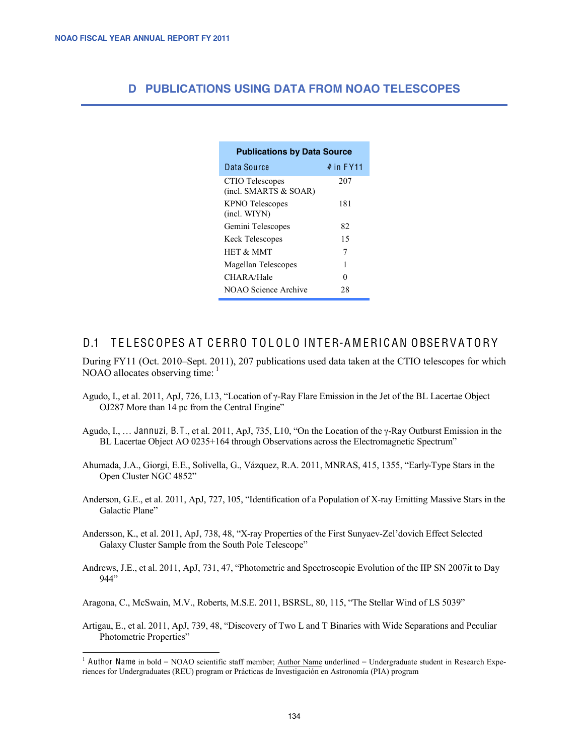# D PUBLICATIONS USING DATA FROM NOAO TELESCOPES

| Publications by Data Source | |
|---|---|
| Data Source | # in FY11 |
| CTIO Telescopes (incl. SMARTS & SOAR) | 207 |
| KPNO Telescopes (incl. WIYN) | 181 |
| Gemini Telescopes | 82 |
| Keck Telescopes | 15 |
| HET & MMT | 7 |
| Magellan Telescopes | 1 |
| CHARA/Hale | 0 |
| NOAO Science Archive | 28 |

## D.1 TELESCOPES AT CERRO TOLOLO INTER-AMERICAN OBSERVATORY

During FY11 (Oct. 2010–Sept. 2011), 207 publications used data taken at the CTIO telescopes for which NOAO allocates observing time: [1]

Agudo, I., et al. 2011, ApJ, 726, L13, "Location of γ-Ray Flare Emission in the Jet of the BL Lacertae Object OJ287 More than 14 pc from the Central Engine"

Agudo, I., … **Jannuzi, B.T.**, et al. 2011, ApJ, 735, L10, "On the Location of the γ-Ray Outburst Emission in the BL Lacertae Object AO 0235+164 through Observations across the Electromagnetic Spectrum"

Ahumada, J.A., Giorgi, E.E., Solivella, G., Vázquez, R.A. 2011, MNRAS, 415, 1355, "Early-Type Stars in the Open Cluster NGC 4852"

Anderson, G.E., et al. 2011, ApJ, 727, 105, "Identification of a Population of X-ray Emitting Massive Stars in the Galactic Plane"

Andersson, K., et al. 2011, ApJ, 738, 48, "X-ray Properties of the First Sunyaev-Zel'dovich Effect Selected Galaxy Cluster Sample from the South Pole Telescope"

Andrews, J.E., et al. 2011, ApJ, 731, 47, "Photometric and Spectroscopic Evolution of the IIP SN 2007it to Day 944"

Aragona, C., McSwain, M.V., Roberts, M.S.E. 2011, BSRSL, 80, 115, "The Stellar Wind of LS 5039"

Artigau, E., et al. 2011, ApJ, 739, 48, "Discovery of Two L and T Binaries with Wide Separations and Peculiar Photometric Properties"

---

[1] **Author Name** in bold = NOAO scientific staff member; Author Name underlined = Undergraduate student in Research Experiences for Undergraduates (REU) program or Prácticas de Investigación en Astronomía (PIA) program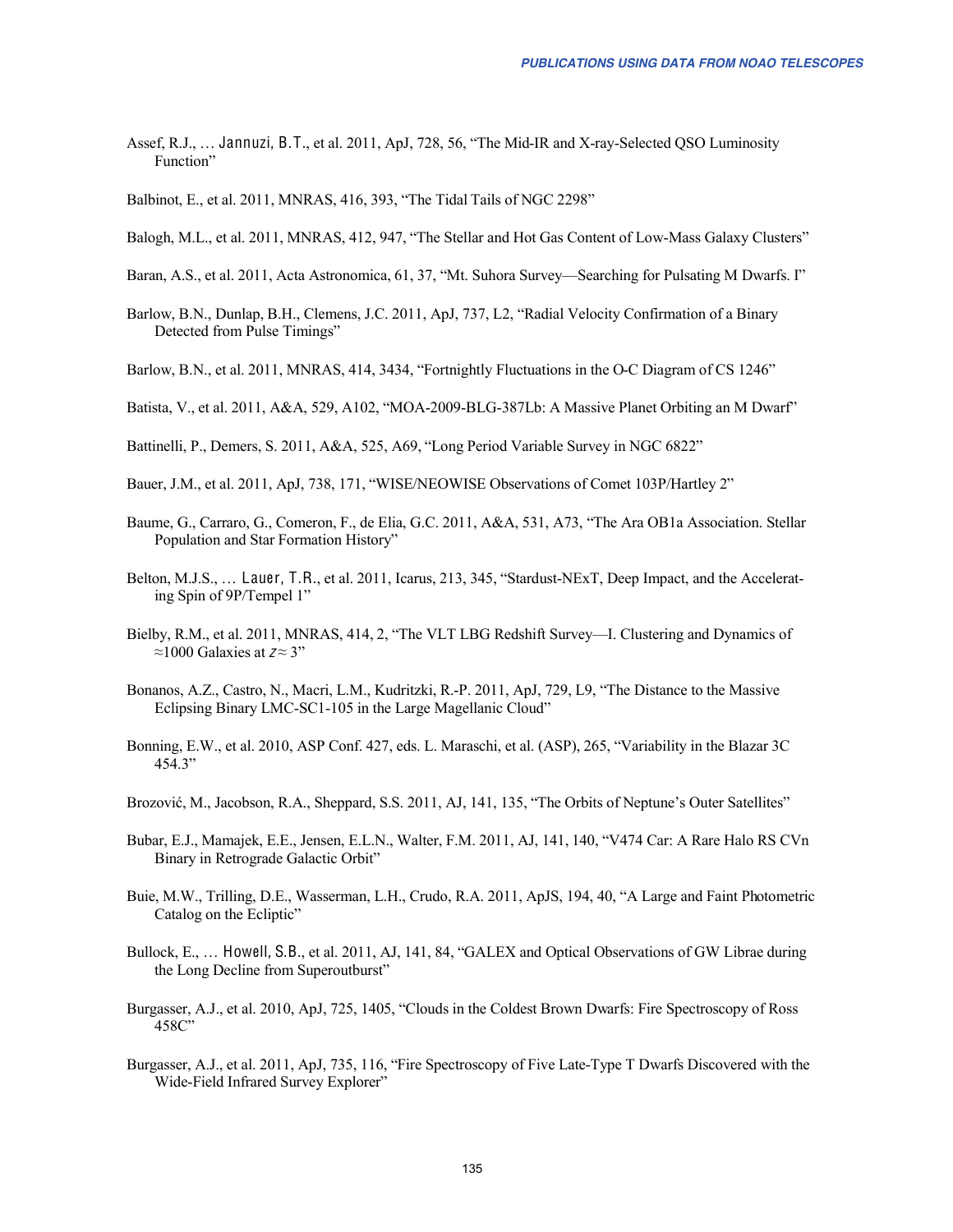Assef, R.J., … Jannuzi, B.T., et al. 2011, ApJ, 728, 56, "The Mid-IR and X-ray-Selected QSO Luminosity Function"

Balbinot, E., et al. 2011, MNRAS, 416, 393, "The Tidal Tails of NGC 2298"

Balogh, M.L., et al. 2011, MNRAS, 412, 947, "The Stellar and Hot Gas Content of Low-Mass Galaxy Clusters"

Baran, A.S., et al. 2011, Acta Astronomica, 61, 37, "Mt. Suhora Survey—Searching for Pulsating M Dwarfs. I"

Barlow, B.N., Dunlap, B.H., Clemens, J.C. 2011, ApJ, 737, L2, "Radial Velocity Confirmation of a Binary Detected from Pulse Timings"

Barlow, B.N., et al. 2011, MNRAS, 414, 3434, "Fortnightly Fluctuations in the O-C Diagram of CS 1246"

Batista, V., et al. 2011, A&A, 529, A102, "MOA-2009-BLG-387Lb: A Massive Planet Orbiting an M Dwarf"

Battinelli, P., Demers, S. 2011, A&A, 525, A69, "Long Period Variable Survey in NGC 6822"

Bauer, J.M., et al. 2011, ApJ, 738, 171, "WISE/NEOWISE Observations of Comet 103P/Hartley 2"

Baume, G., Carraro, G., Comeron, F., de Elia, G.C. 2011, A&A, 531, A73, "The Ara OB1a Association. Stellar Population and Star Formation History"

Belton, M.J.S., … Lauer, T.R., et al. 2011, Icarus, 213, 345, "Stardust-NExT, Deep Impact, and the Accelerating Spin of 9P/Tempel 1"

Bielby, R.M., et al. 2011, MNRAS, 414, 2, "The VLT LBG Redshift Survey—I. Clustering and Dynamics of ≈1000 Galaxies at $z \approx 3$"

Bonanos, A.Z., Castro, N., Macri, L.M., Kudritzki, R.-P. 2011, ApJ, 729, L9, "The Distance to the Massive Eclipsing Binary LMC-SC1-105 in the Large Magellanic Cloud"

Bonning, E.W., et al. 2010, ASP Conf. 427, eds. L. Maraschi, et al. (ASP), 265, "Variability in the Blazar 3C 454.3"

Brozović, M., Jacobson, R.A., Sheppard, S.S. 2011, AJ, 141, 135, "The Orbits of Neptune's Outer Satellites"

Bubar, E.J., Mamajek, E.E., Jensen, E.L.N., Walter, F.M. 2011, AJ, 141, 140, "V474 Car: A Rare Halo RS CVn Binary in Retrograde Galactic Orbit"

Buie, M.W., Trilling, D.E., Wasserman, L.H., Crudo, R.A. 2011, ApJS, 194, 40, "A Large and Faint Photometric Catalog on the Ecliptic"

Bullock, E., … Howell, S.B., et al. 2011, AJ, 141, 84, "GALEX and Optical Observations of GW Librae during the Long Decline from Superoutburst"

Burgasser, A.J., et al. 2010, ApJ, 725, 1405, "Clouds in the Coldest Brown Dwarfs: Fire Spectroscopy of Ross 458C"

Burgasser, A.J., et al. 2011, ApJ, 735, 116, "Fire Spectroscopy of Five Late-Type T Dwarfs Discovered with the Wide-Field Infrared Survey Explorer"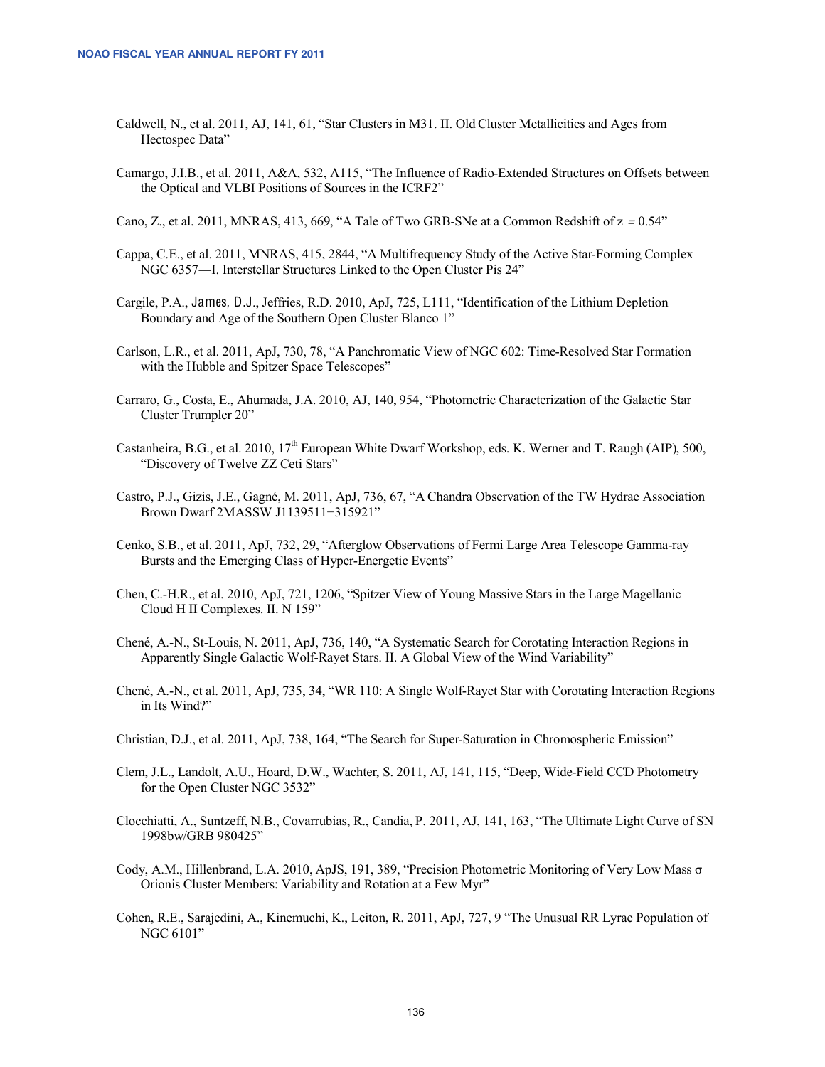Caldwell, N., et al. 2011, AJ, 141, 61, "Star Clusters in M31. II. Old Cluster Metallicities and Ages from Hectospec Data"

Camargo, J.I.B., et al. 2011, A&A, 532, A115, "The Influence of Radio-Extended Structures on Offsets between the Optical and VLBI Positions of Sources in the ICRF2"

Cano, Z., et al. 2011, MNRAS, 413, 669, "A Tale of Two GRB-SNe at a Common Redshift of $z = 0.54$"

Cappa, C.E., et al. 2011, MNRAS, 415, 2844, "A Multifrequency Study of the Active Star-Forming Complex NGC 6357—I. Interstellar Structures Linked to the Open Cluster Pis 24"

Cargile, P.A., James, D.J., Jeffries, R.D. 2010, ApJ, 725, L111, "Identification of the Lithium Depletion Boundary and Age of the Southern Open Cluster Blanco 1"

Carlson, L.R., et al. 2011, ApJ, 730, 78, "A Panchromatic View of NGC 602: Time-Resolved Star Formation with the Hubble and Spitzer Space Telescopes"

Carraro, G., Costa, E., Ahumada, J.A. 2010, AJ, 140, 954, "Photometric Characterization of the Galactic Star Cluster Trumpler 20"

Castanheira, B.G., et al. 2010, 17th European White Dwarf Workshop, eds. K. Werner and T. Raugh (AIP), 500, "Discovery of Twelve ZZ Ceti Stars"

Castro, P.J., Gizis, J.E., Gagné, M. 2011, ApJ, 736, 67, "A Chandra Observation of the TW Hydrae Association Brown Dwarf 2MASSW J1139511−315921"

Cenko, S.B., et al. 2011, ApJ, 732, 29, "Afterglow Observations of Fermi Large Area Telescope Gamma-ray Bursts and the Emerging Class of Hyper-Energetic Events"

Chen, C.-H.R., et al. 2010, ApJ, 721, 1206, "Spitzer View of Young Massive Stars in the Large Magellanic Cloud H II Complexes. II. N 159"

Chené, A.-N., St-Louis, N. 2011, ApJ, 736, 140, "A Systematic Search for Corotating Interaction Regions in Apparently Single Galactic Wolf-Rayet Stars. II. A Global View of the Wind Variability"

Chené, A.-N., et al. 2011, ApJ, 735, 34, "WR 110: A Single Wolf-Rayet Star with Corotating Interaction Regions in Its Wind?"

Christian, D.J., et al. 2011, ApJ, 738, 164, "The Search for Super-Saturation in Chromospheric Emission"

Clem, J.L., Landolt, A.U., Hoard, D.W., Wachter, S. 2011, AJ, 141, 115, "Deep, Wide-Field CCD Photometry for the Open Cluster NGC 3532"

Clocchiatti, A., Suntzeff, N.B., Covarrubias, R., Candia, P. 2011, AJ, 141, 163, "The Ultimate Light Curve of SN 1998bw/GRB 980425"

Cody, A.M., Hillenbrand, L.A. 2010, ApJS, 191, 389, "Precision Photometric Monitoring of Very Low Mass σ Orionis Cluster Members: Variability and Rotation at a Few Myr"

Cohen, R.E., Sarajedini, A., Kinemuchi, K., Leiton, R. 2011, ApJ, 727, 9 "The Unusual RR Lyrae Population of NGC 6101"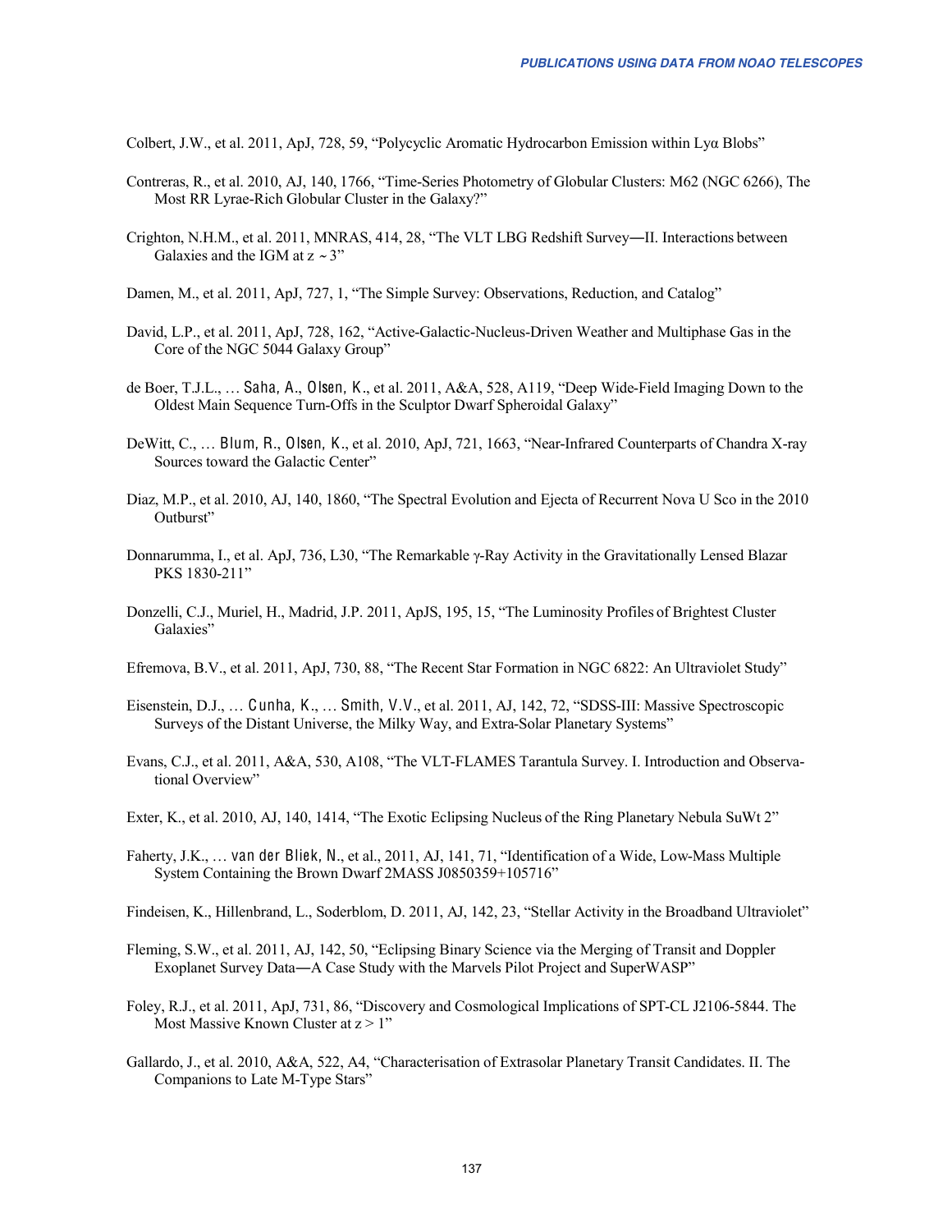Colbert, J.W., et al. 2011, ApJ, 728, 59, “Polycyclic Aromatic Hydrocarbon Emission within Lyα Blobs”

Contreras, R., et al. 2010, AJ, 140, 1766, “Time-Series Photometry of Globular Clusters: M62 (NGC 6266), The Most RR Lyrae-Rich Globular Cluster in the Galaxy?”

Crighton, N.H.M., et al. 2011, MNRAS, 414, 28, “The VLT LBG Redshift Survey—II. Interactions between Galaxies and the IGM at z ~ 3”

Damen, M., et al. 2011, ApJ, 727, 1, “The Simple Survey: Observations, Reduction, and Catalog”

David, L.P., et al. 2011, ApJ, 728, 162, “Active-Galactic-Nucleus-Driven Weather and Multiphase Gas in the Core of the NGC 5044 Galaxy Group”

de Boer, T.J.L., … Saha, A., Olsen, K., et al. 2011, A&A, 528, A119, “Deep Wide-Field Imaging Down to the Oldest Main Sequence Turn-Offs in the Sculptor Dwarf Spheroidal Galaxy”

DeWitt, C., … Blum, R., Olsen, K., et al. 2010, ApJ, 721, 1663, “Near-Infrared Counterparts of Chandra X-ray Sources toward the Galactic Center”

Diaz, M.P., et al. 2010, AJ, 140, 1860, “The Spectral Evolution and Ejecta of Recurrent Nova U Sco in the 2010 Outburst”

Donnarumma, I., et al. ApJ, 736, L30, “The Remarkable γ-Ray Activity in the Gravitationally Lensed Blazar PKS 1830-211”

Donzelli, C.J., Muriel, H., Madrid, J.P. 2011, ApJS, 195, 15, “The Luminosity Profiles of Brightest Cluster Galaxies”

Efremova, B.V., et al. 2011, ApJ, 730, 88, “The Recent Star Formation in NGC 6822: An Ultraviolet Study”

Eisenstein, D.J., … Cunha, K., … Smith, V.V., et al. 2011, AJ, 142, 72, “SDSS-III: Massive Spectroscopic Surveys of the Distant Universe, the Milky Way, and Extra-Solar Planetary Systems”

Evans, C.J., et al. 2011, A&A, 530, A108, “The VLT-FLAMES Tarantula Survey. I. Introduction and Observational Overview”

Exter, K., et al. 2010, AJ, 140, 1414, “The Exotic Eclipsing Nucleus of the Ring Planetary Nebula SuWt 2”

Faherty, J.K., … van der Bliek, N., et al., 2011, AJ, 141, 71, “Identification of a Wide, Low-Mass Multiple System Containing the Brown Dwarf 2MASS J0850359+105716”

Findeisen, K., Hillenbrand, L., Soderblom, D. 2011, AJ, 142, 23, “Stellar Activity in the Broadband Ultraviolet”

Fleming, S.W., et al. 2011, AJ, 142, 50, “Eclipsing Binary Science via the Merging of Transit and Doppler Exoplanet Survey Data—A Case Study with the Marvels Pilot Project and SuperWASP”

Foley, R.J., et al. 2011, ApJ, 731, 86, “Discovery and Cosmological Implications of SPT-CL J2106-5844. The Most Massive Known Cluster at z > 1”

Gallardo, J., et al. 2010, A&A, 522, A4, “Characterisation of Extrasolar Planetary Transit Candidates. II. The Companions to Late M-Type Stars”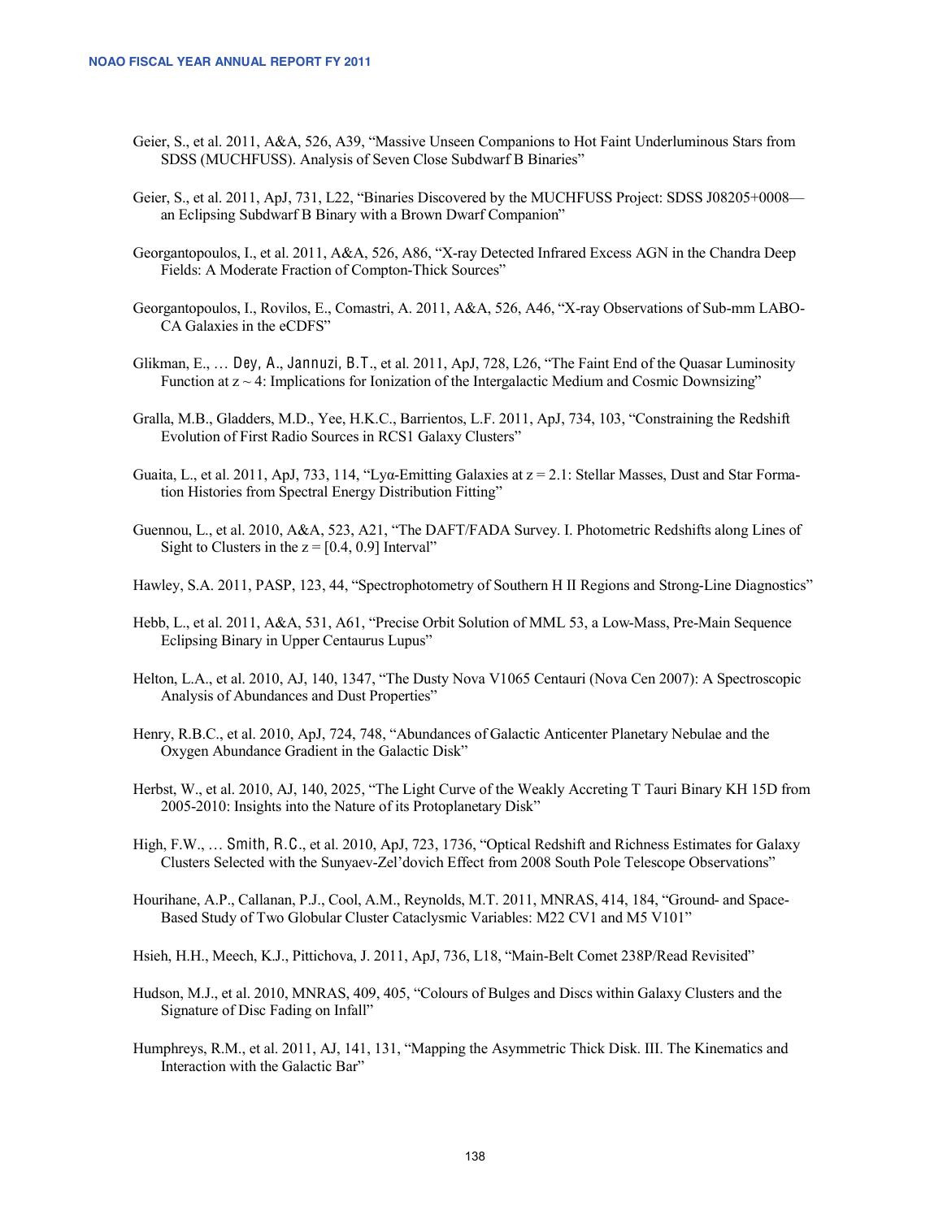Geier, S., et al. 2011, A&A, 526, A39, “Massive Unseen Companions to Hot Faint Underluminous Stars from SDSS (MUCHFUSS). Analysis of Seven Close Subdwarf B Binaries”

Geier, S., et al. 2011, ApJ, 731, L22, “Binaries Discovered by the MUCHFUSS Project: SDSS J08205+0008—an Eclipsing Subdwarf B Binary with a Brown Dwarf Companion”

Georgantopoulos, I., et al. 2011, A&A, 526, A86, “X-ray Detected Infrared Excess AGN in the Chandra Deep Fields: A Moderate Fraction of Compton-Thick Sources”

Georgantopoulos, I., Rovilos, E., Comastri, A. 2011, A&A, 526, A46, “X-ray Observations of Sub-mm LABOCA Galaxies in the eCDFS”

Glikman, E., … Dey, A., Jannuzi, B.T., et al. 2011, ApJ, 728, L26, “The Faint End of the Quasar Luminosity Function at $z \sim 4$: Implications for Ionization of the Intergalactic Medium and Cosmic Downsizing”

Gralla, M.B., Gladders, M.D., Yee, H.K.C., Barrientos, L.F. 2011, ApJ, 734, 103, “Constraining the Redshift Evolution of First Radio Sources in RCS1 Galaxy Clusters”

Guaita, L., et al. 2011, ApJ, 733, 114, “Lyα-Emitting Galaxies at $z = 2.1$: Stellar Masses, Dust and Star Formation Histories from Spectral Energy Distribution Fitting”

Guennou, L., et al. 2010, A&A, 523, A21, “The DAFT/FADA Survey. I. Photometric Redshifts along Lines of Sight to Clusters in the $z = [0.4, 0.9]$ Interval”

Hawley, S.A. 2011, PASP, 123, 44, “Spectrophotometry of Southern H II Regions and Strong-Line Diagnostics”

Hebb, L., et al. 2011, A&A, 531, A61, “Precise Orbit Solution of MML 53, a Low-Mass, Pre-Main Sequence Eclipsing Binary in Upper Centaurus Lupus”

Helton, L.A., et al. 2010, AJ, 140, 1347, “The Dusty Nova V1065 Centauri (Nova Cen 2007): A Spectroscopic Analysis of Abundances and Dust Properties”

Henry, R.B.C., et al. 2010, ApJ, 724, 748, “Abundances of Galactic Anticenter Planetary Nebulae and the Oxygen Abundance Gradient in the Galactic Disk”

Herbst, W., et al. 2010, AJ, 140, 2025, “The Light Curve of the Weakly Accreting T Tauri Binary KH 15D from 2005-2010: Insights into the Nature of its Protoplanetary Disk”

High, F.W., … Smith, R.C., et al. 2010, ApJ, 723, 1736, “Optical Redshift and Richness Estimates for Galaxy Clusters Selected with the Sunyaev-Zel’dovich Effect from 2008 South Pole Telescope Observations”

Hourihane, A.P., Callanan, P.J., Cool, A.M., Reynolds, M.T. 2011, MNRAS, 414, 184, “Ground- and Space-Based Study of Two Globular Cluster Cataclysmic Variables: M22 CV1 and M5 V101”

Hsieh, H.H., Meech, K.J., Pittichova, J. 2011, ApJ, 736, L18, “Main-Belt Comet 238P/Read Revisited”

Hudson, M.J., et al. 2010, MNRAS, 409, 405, “Colours of Bulges and Discs within Galaxy Clusters and the Signature of Disc Fading on Infall”

Humphreys, R.M., et al. 2011, AJ, 141, 131, “Mapping the Asymmetric Thick Disk. III. The Kinematics and Interaction with the Galactic Bar”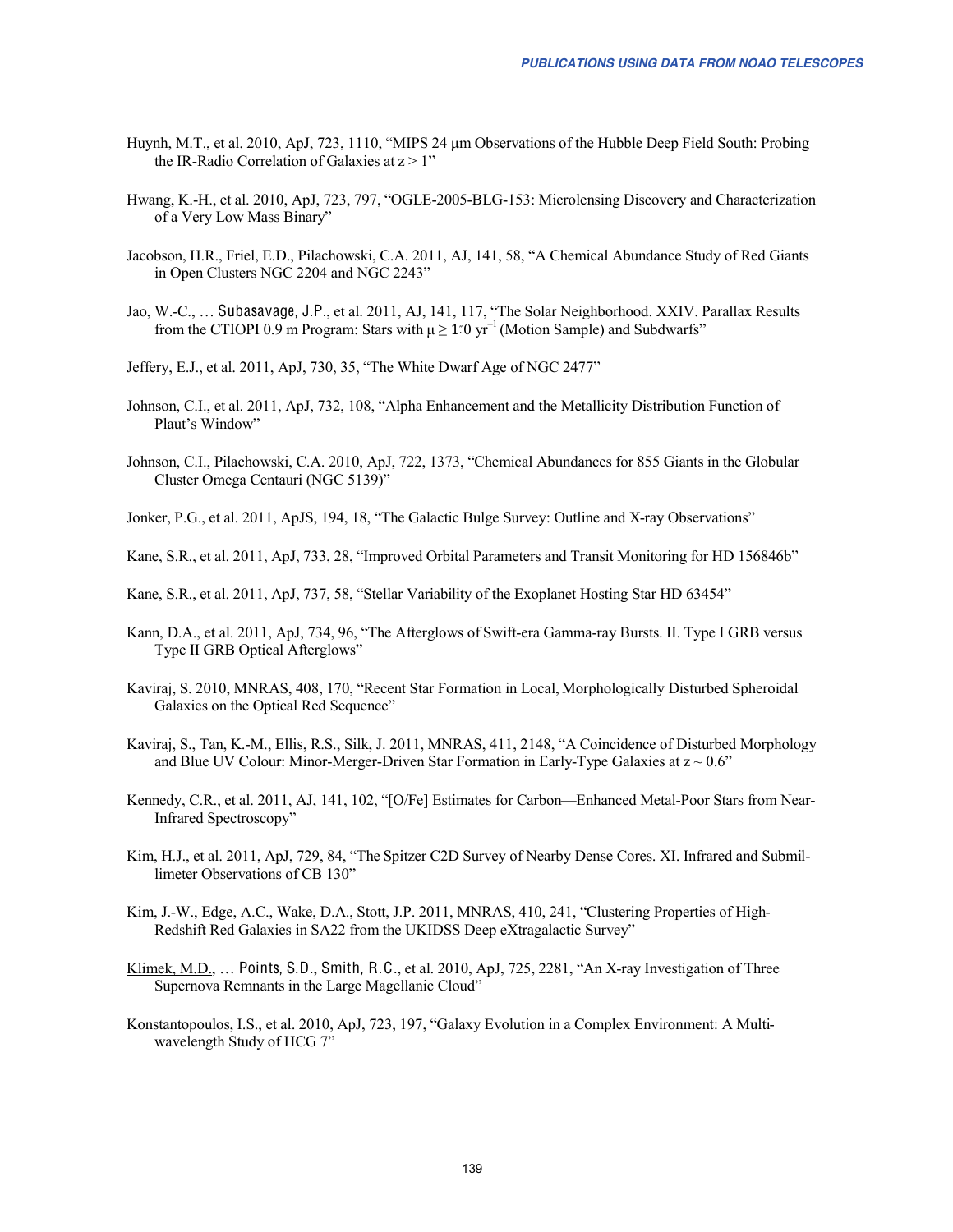Huynh, M.T., et al. 2010, ApJ, 723, 1110, “MIPS 24 μm Observations of the Hubble Deep Field South: Probing the IR-Radio Correlation of Galaxies at z > 1”

Hwang, K.-H., et al. 2010, ApJ, 723, 797, “OGLE-2005-BLG-153: Microlensing Discovery and Characterization of a Very Low Mass Binary”

Jacobson, H.R., Friel, E.D., Pilachowski, C.A. 2011, AJ, 141, 58, “A Chemical Abundance Study of Red Giants in Open Clusters NGC 2204 and NGC 2243”

Jao, W.-C., … Subasavage, J.P., et al. 2011, AJ, 141, 117, “The Solar Neighborhood. XXIV. Parallax Results from the CTIOPI 0.9 m Program: Stars with $\mu \geq 1\farcs0$ yr$^{-1}$ (Motion Sample) and Subdwarfs”

Jeffery, E.J., et al. 2011, ApJ, 730, 35, “The White Dwarf Age of NGC 2477”

Johnson, C.I., et al. 2011, ApJ, 732, 108, “Alpha Enhancement and the Metallicity Distribution Function of Plaut’s Window”

Johnson, C.I., Pilachowski, C.A. 2010, ApJ, 722, 1373, “Chemical Abundances for 855 Giants in the Globular Cluster Omega Centauri (NGC 5139)”

Jonker, P.G., et al. 2011, ApJS, 194, 18, “The Galactic Bulge Survey: Outline and X-ray Observations”

Kane, S.R., et al. 2011, ApJ, 733, 28, “Improved Orbital Parameters and Transit Monitoring for HD 156846b”

Kane, S.R., et al. 2011, ApJ, 737, 58, “Stellar Variability of the Exoplanet Hosting Star HD 63454”

Kann, D.A., et al. 2011, ApJ, 734, 96, “The Afterglows of Swift-era Gamma-ray Bursts. II. Type I GRB versus Type II GRB Optical Afterglows”

Kaviraj, S. 2010, MNRAS, 408, 170, “Recent Star Formation in Local, Morphologically Disturbed Spheroidal Galaxies on the Optical Red Sequence”

Kaviraj, S., Tan, K.-M., Ellis, R.S., Silk, J. 2011, MNRAS, 411, 2148, “A Coincidence of Disturbed Morphology and Blue UV Colour: Minor-Merger-Driven Star Formation in Early-Type Galaxies at z ~ 0.6”

Kennedy, C.R., et al. 2011, AJ, 141, 102, “[O/Fe] Estimates for Carbon—Enhanced Metal-Poor Stars from Near-Infrared Spectroscopy”

Kim, H.J., et al. 2011, ApJ, 729, 84, “The Spitzer C2D Survey of Nearby Dense Cores. XI. Infrared and Submillimeter Observations of CB 130”

Kim, J.-W., Edge, A.C., Wake, D.A., Stott, J.P. 2011, MNRAS, 410, 241, “Clustering Properties of High-Redshift Red Galaxies in SA22 from the UKIDSS Deep eXtragalactic Survey”

Klimek, M.D., … Points, S.D., Smith, R.C., et al. 2010, ApJ, 725, 2281, “An X-ray Investigation of Three Supernova Remnants in the Large Magellanic Cloud”

Konstantopoulos, I.S., et al. 2010, ApJ, 723, 197, “Galaxy Evolution in a Complex Environment: A Multiwavelength Study of HCG 7”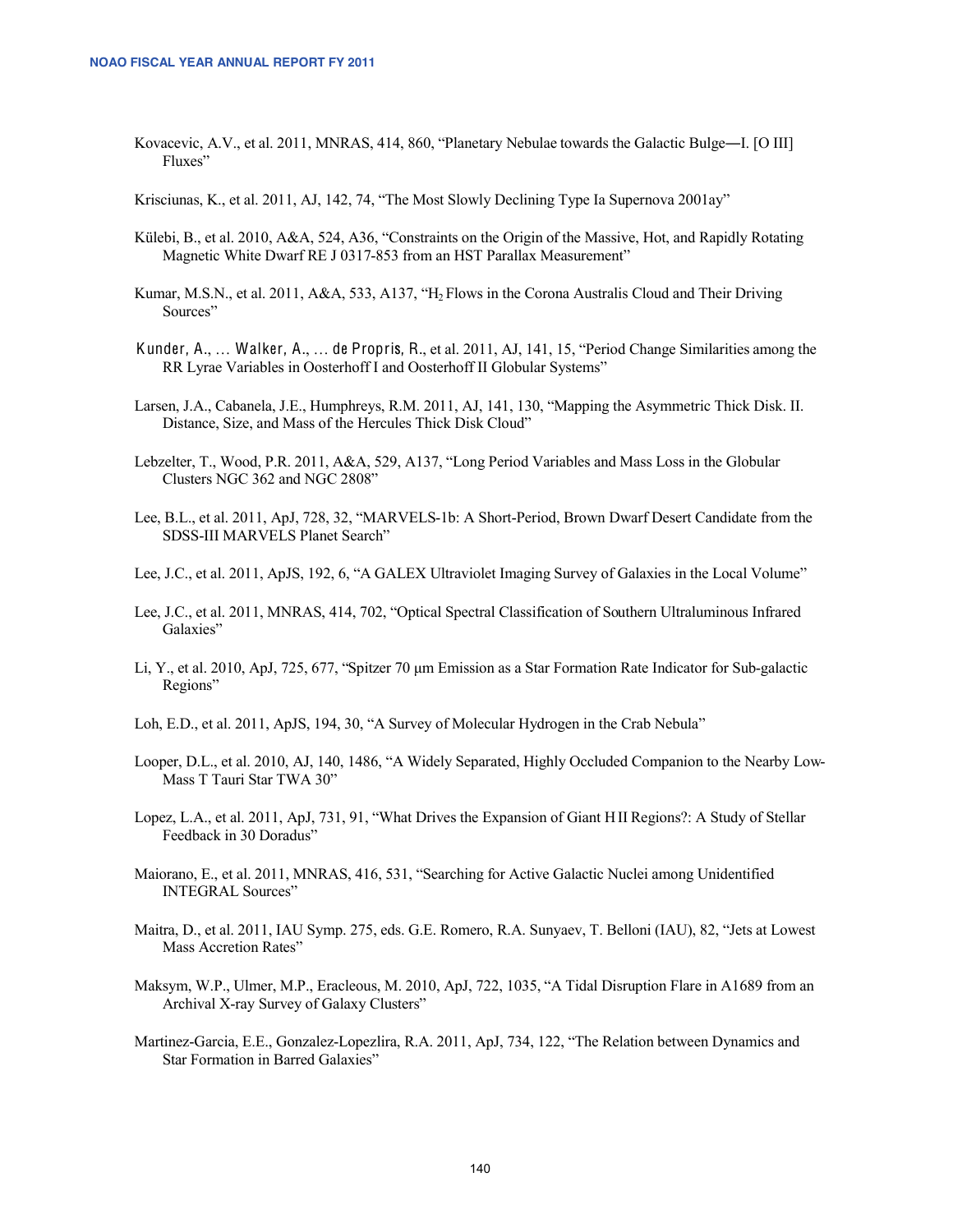Kovacevic, A.V., et al. 2011, MNRAS, 414, 860, "Planetary Nebulae towards the Galactic Bulge—I. [O III] Fluxes"

Krisciunas, K., et al. 2011, AJ, 142, 74, "The Most Slowly Declining Type Ia Supernova 2001ay"

Külebi, B., et al. 2010, A&A, 524, A36, "Constraints on the Origin of the Massive, Hot, and Rapidly Rotating Magnetic White Dwarf RE J 0317-853 from an HST Parallax Measurement"

Kumar, M.S.N., et al. 2011, A&A, 533, A137, "$H_2$ Flows in the Corona Australis Cloud and Their Driving Sources"

Kunder, A., … Walker, A., … de Propris, R., et al. 2011, AJ, 141, 15, "Period Change Similarities among the RR Lyrae Variables in Oosterhoff I and Oosterhoff II Globular Systems"

Larsen, J.A., Cabanela, J.E., Humphreys, R.M. 2011, AJ, 141, 130, "Mapping the Asymmetric Thick Disk. II. Distance, Size, and Mass of the Hercules Thick Disk Cloud"

Lebzelter, T., Wood, P.R. 2011, A&A, 529, A137, "Long Period Variables and Mass Loss in the Globular Clusters NGC 362 and NGC 2808"

Lee, B.L., et al. 2011, ApJ, 728, 32, "MARVELS-1b: A Short-Period, Brown Dwarf Desert Candidate from the SDSS-III MARVELS Planet Search"

Lee, J.C., et al. 2011, ApJS, 192, 6, "A GALEX Ultraviolet Imaging Survey of Galaxies in the Local Volume"

Lee, J.C., et al. 2011, MNRAS, 414, 702, "Optical Spectral Classification of Southern Ultraluminous Infrared Galaxies"

Li, Y., et al. 2010, ApJ, 725, 677, "Spitzer 70 μm Emission as a Star Formation Rate Indicator for Sub-galactic Regions"

Loh, E.D., et al. 2011, ApJS, 194, 30, "A Survey of Molecular Hydrogen in the Crab Nebula"

Looper, D.L., et al. 2010, AJ, 140, 1486, "A Widely Separated, Highly Occluded Companion to the Nearby Low-Mass T Tauri Star TWA 30"

Lopez, L.A., et al. 2011, ApJ, 731, 91, "What Drives the Expansion of Giant H II Regions?: A Study of Stellar Feedback in 30 Doradus"

Maiorano, E., et al. 2011, MNRAS, 416, 531, "Searching for Active Galactic Nuclei among Unidentified INTEGRAL Sources"

Maitra, D., et al. 2011, IAU Symp. 275, eds. G.E. Romero, R.A. Sunyaev, T. Belloni (IAU), 82, "Jets at Lowest Mass Accretion Rates"

Maksym, W.P., Ulmer, M.P., Eracleous, M. 2010, ApJ, 722, 1035, "A Tidal Disruption Flare in A1689 from an Archival X-ray Survey of Galaxy Clusters"

Martinez-Garcia, E.E., Gonzalez-Lopezlira, R.A. 2011, ApJ, 734, 122, "The Relation between Dynamics and Star Formation in Barred Galaxies"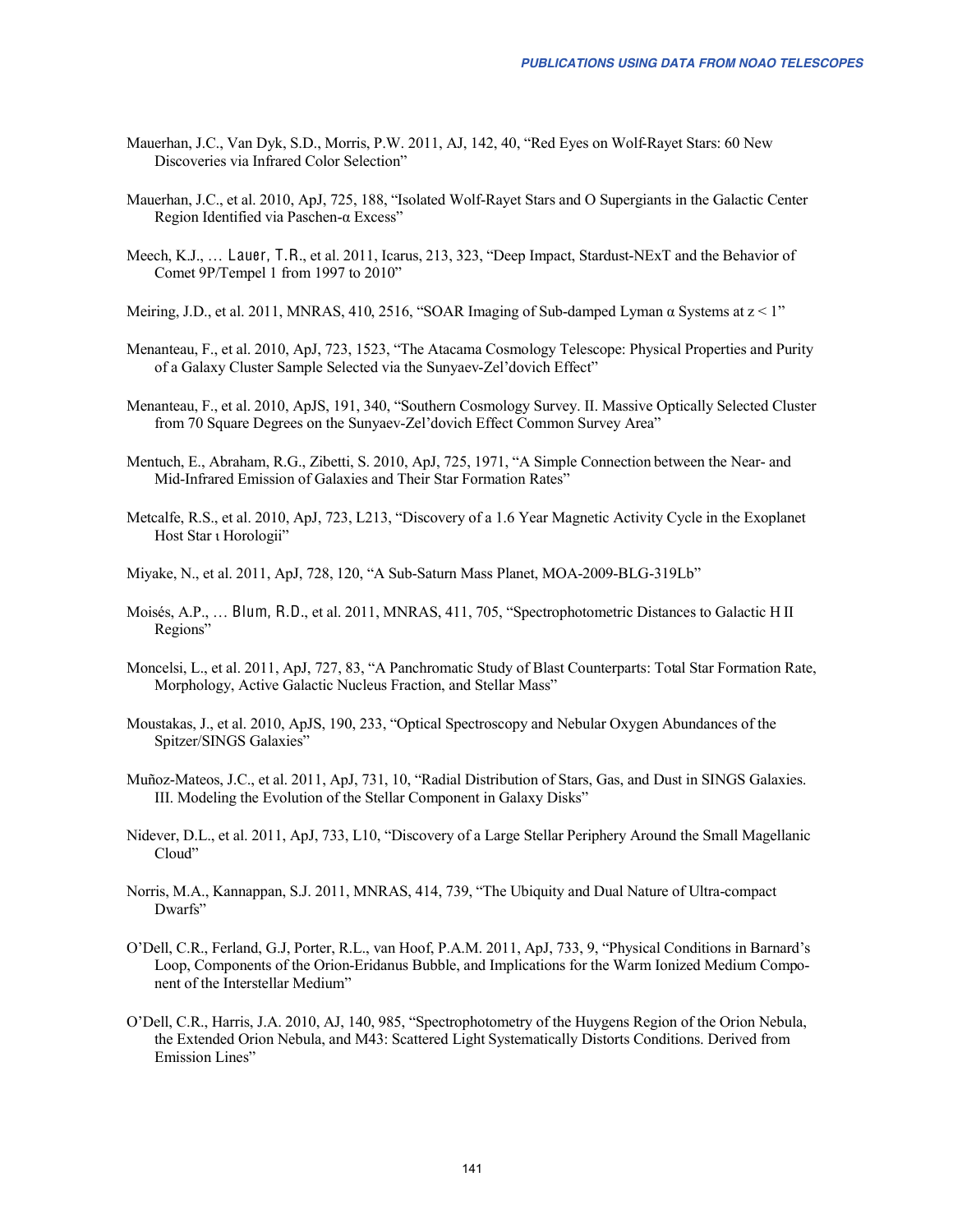Mauerhan, J.C., Van Dyk, S.D., Morris, P.W. 2011, AJ, 142, 40, "Red Eyes on Wolf-Rayet Stars: 60 New Discoveries via Infrared Color Selection"

Mauerhan, J.C., et al. 2010, ApJ, 725, 188, "Isolated Wolf-Rayet Stars and O Supergiants in the Galactic Center Region Identified via Paschen-α Excess"

Meech, K.J., … Lauer, T.R., et al. 2011, Icarus, 213, 323, "Deep Impact, Stardust-NExT and the Behavior of Comet 9P/Tempel 1 from 1997 to 2010"

Meiring, J.D., et al. 2011, MNRAS, 410, 2516, "SOAR Imaging of Sub-damped Lyman α Systems at z < 1"

Menanteau, F., et al. 2010, ApJ, 723, 1523, "The Atacama Cosmology Telescope: Physical Properties and Purity of a Galaxy Cluster Sample Selected via the Sunyaev-Zel'dovich Effect"

Menanteau, F., et al. 2010, ApJS, 191, 340, "Southern Cosmology Survey. II. Massive Optically Selected Cluster from 70 Square Degrees on the Sunyaev-Zel'dovich Effect Common Survey Area"

Mentuch, E., Abraham, R.G., Zibetti, S. 2010, ApJ, 725, 1971, "A Simple Connection between the Near- and Mid-Infrared Emission of Galaxies and Their Star Formation Rates"

Metcalfe, R.S., et al. 2010, ApJ, 723, L213, "Discovery of a 1.6 Year Magnetic Activity Cycle in the Exoplanet Host Star ι Horologii"

Miyake, N., et al. 2011, ApJ, 728, 120, "A Sub-Saturn Mass Planet, MOA-2009-BLG-319Lb"

Moisés, A.P., … Blum, R.D., et al. 2011, MNRAS, 411, 705, "Spectrophotometric Distances to Galactic H II Regions"

Moncelsi, L., et al. 2011, ApJ, 727, 83, "A Panchromatic Study of Blast Counterparts: Total Star Formation Rate, Morphology, Active Galactic Nucleus Fraction, and Stellar Mass"

Moustakas, J., et al. 2010, ApJS, 190, 233, "Optical Spectroscopy and Nebular Oxygen Abundances of the Spitzer/SINGS Galaxies"

Muñoz-Mateos, J.C., et al. 2011, ApJ, 731, 10, "Radial Distribution of Stars, Gas, and Dust in SINGS Galaxies. III. Modeling the Evolution of the Stellar Component in Galaxy Disks"

Nidever, D.L., et al. 2011, ApJ, 733, L10, "Discovery of a Large Stellar Periphery Around the Small Magellanic Cloud"

Norris, M.A., Kannappan, S.J. 2011, MNRAS, 414, 739, "The Ubiquity and Dual Nature of Ultra-compact Dwarfs"

O'Dell, C.R., Ferland, G.J, Porter, R.L., van Hoof, P.A.M. 2011, ApJ, 733, 9, "Physical Conditions in Barnard's Loop, Components of the Orion-Eridanus Bubble, and Implications for the Warm Ionized Medium Component of the Interstellar Medium"

O'Dell, C.R., Harris, J.A. 2010, AJ, 140, 985, "Spectrophotometry of the Huygens Region of the Orion Nebula, the Extended Orion Nebula, and M43: Scattered Light Systematically Distorts Conditions. Derived from Emission Lines"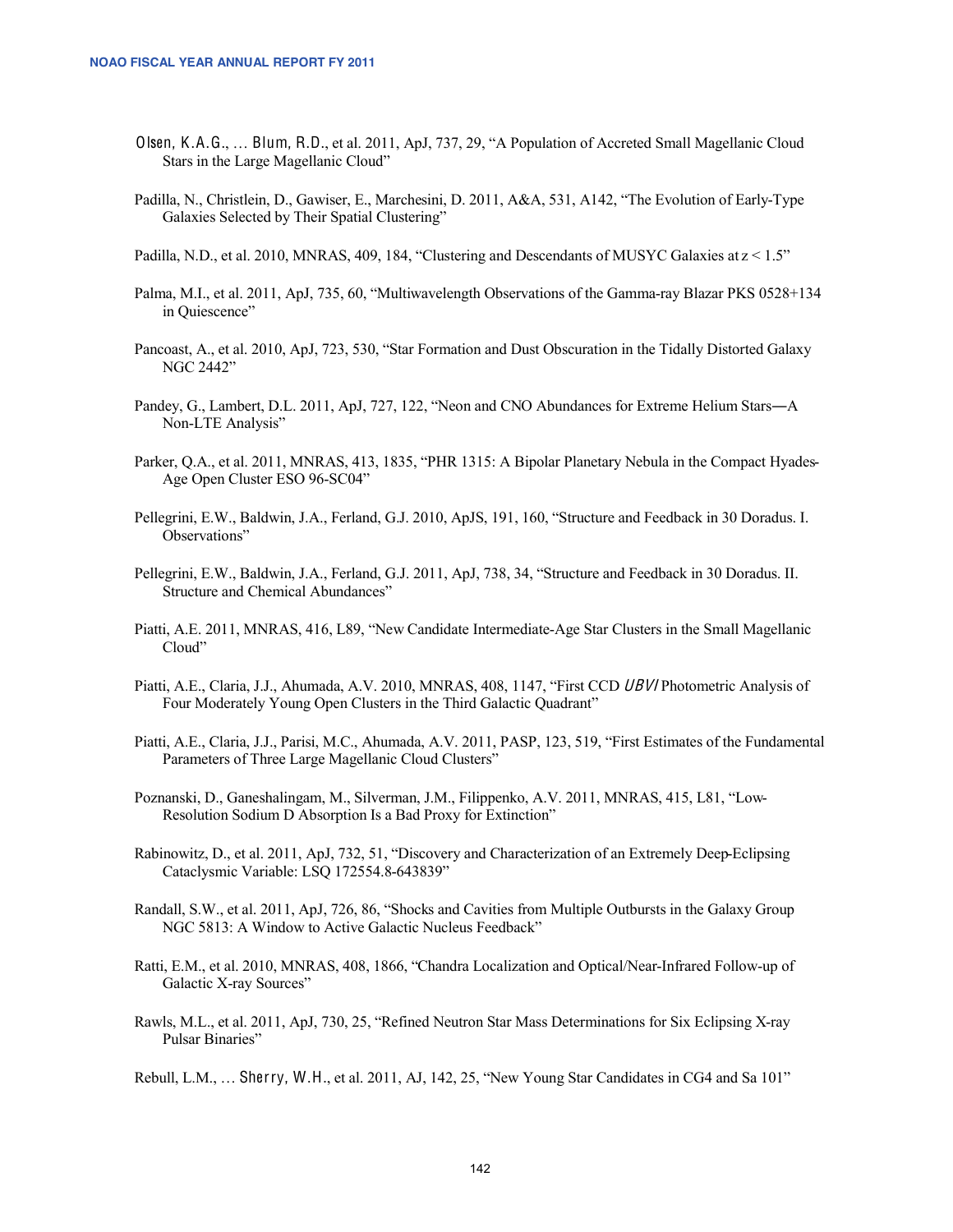Olsen, K.A.G., … Blum, R.D., et al. 2011, ApJ, 737, 29, "A Population of Accreted Small Magellanic Cloud Stars in the Large Magellanic Cloud"

Padilla, N., Christlein, D., Gawiser, E., Marchesini, D. 2011, A&A, 531, A142, "The Evolution of Early-Type Galaxies Selected by Their Spatial Clustering"

Padilla, N.D., et al. 2010, MNRAS, 409, 184, "Clustering and Descendants of MUSYC Galaxies at $z < 1.5$"

Palma, M.I., et al. 2011, ApJ, 735, 60, "Multiwavelength Observations of the Gamma-ray Blazar PKS 0528+134 in Quiescence"

Pancoast, A., et al. 2010, ApJ, 723, 530, "Star Formation and Dust Obscuration in the Tidally Distorted Galaxy NGC 2442"

Pandey, G., Lambert, D.L. 2011, ApJ, 727, 122, "Neon and CNO Abundances for Extreme Helium Stars—A Non-LTE Analysis"

Parker, Q.A., et al. 2011, MNRAS, 413, 1835, "PHR 1315: A Bipolar Planetary Nebula in the Compact Hyades-Age Open Cluster ESO 96-SC04"

Pellegrini, E.W., Baldwin, J.A., Ferland, G.J. 2010, ApJS, 191, 160, "Structure and Feedback in 30 Doradus. I. Observations"

Pellegrini, E.W., Baldwin, J.A., Ferland, G.J. 2011, ApJ, 738, 34, "Structure and Feedback in 30 Doradus. II. Structure and Chemical Abundances"

Piatti, A.E. 2011, MNRAS, 416, L89, "New Candidate Intermediate-Age Star Clusters in the Small Magellanic Cloud"

Piatti, A.E., Claria, J.J., Ahumada, A.V. 2010, MNRAS, 408, 1147, "First CCD *UBVI* Photometric Analysis of Four Moderately Young Open Clusters in the Third Galactic Quadrant"

Piatti, A.E., Claria, J.J., Parisi, M.C., Ahumada, A.V. 2011, PASP, 123, 519, "First Estimates of the Fundamental Parameters of Three Large Magellanic Cloud Clusters"

Poznanski, D., Ganeshalingam, M., Silverman, J.M., Filippenko, A.V. 2011, MNRAS, 415, L81, "Low-Resolution Sodium D Absorption Is a Bad Proxy for Extinction"

Rabinowitz, D., et al. 2011, ApJ, 732, 51, "Discovery and Characterization of an Extremely Deep-Eclipsing Cataclysmic Variable: LSQ 172554.8-643839"

Randall, S.W., et al. 2011, ApJ, 726, 86, "Shocks and Cavities from Multiple Outbursts in the Galaxy Group NGC 5813: A Window to Active Galactic Nucleus Feedback"

Ratti, E.M., et al. 2010, MNRAS, 408, 1866, "Chandra Localization and Optical/Near-Infrared Follow-up of Galactic X-ray Sources"

Rawls, M.L., et al. 2011, ApJ, 730, 25, "Refined Neutron Star Mass Determinations for Six Eclipsing X-ray Pulsar Binaries"

Rebull, L.M., … Sherry, W.H., et al. 2011, AJ, 142, 25, "New Young Star Candidates in CG4 and Sa 101"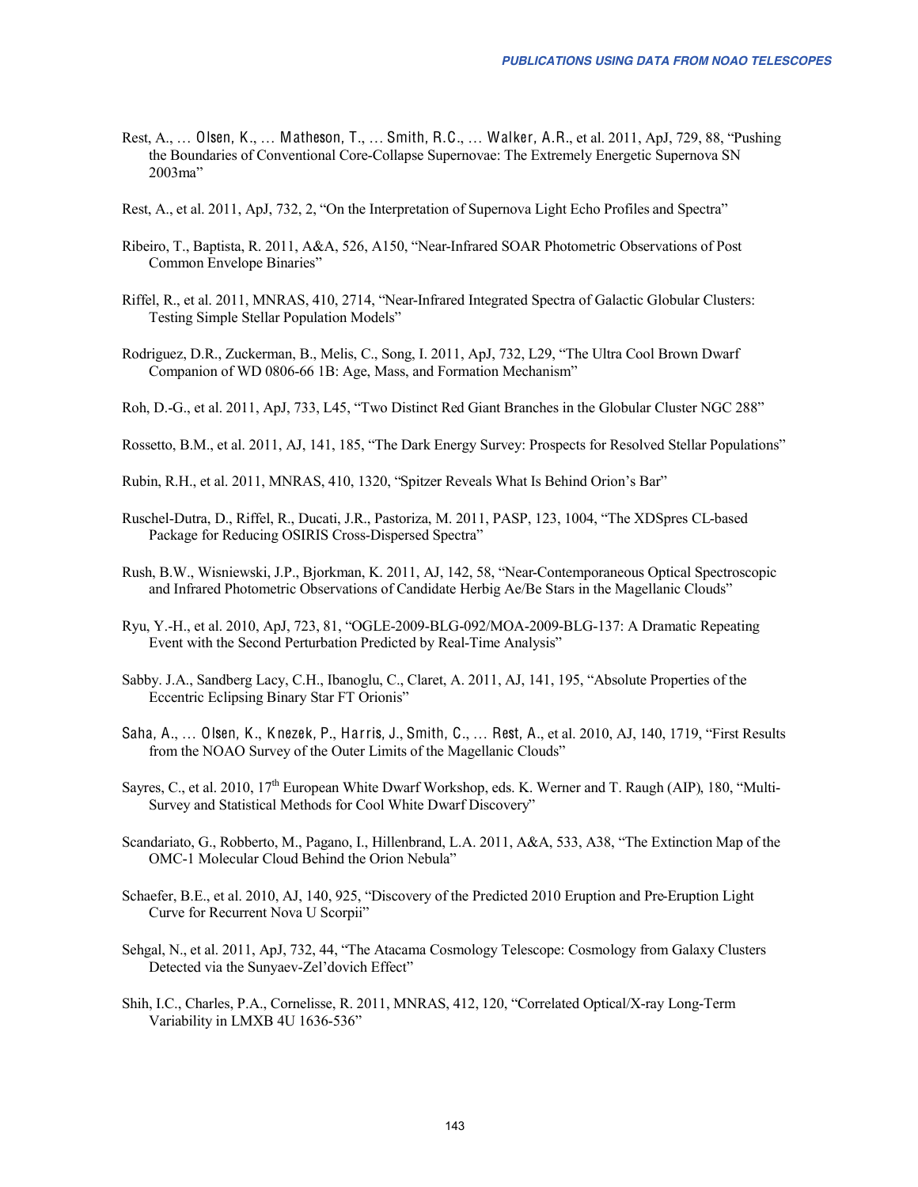Rest, A., … Olsen, K., … Matheson, T., … Smith, R.C., … Walker, A.R., et al. 2011, ApJ, 729, 88, "Pushing the Boundaries of Conventional Core-Collapse Supernovae: The Extremely Energetic Supernova SN 2003ma"

Rest, A., et al. 2011, ApJ, 732, 2, "On the Interpretation of Supernova Light Echo Profiles and Spectra"

Ribeiro, T., Baptista, R. 2011, A&A, 526, A150, "Near-Infrared SOAR Photometric Observations of Post Common Envelope Binaries"

Riffel, R., et al. 2011, MNRAS, 410, 2714, "Near-Infrared Integrated Spectra of Galactic Globular Clusters: Testing Simple Stellar Population Models"

Rodriguez, D.R., Zuckerman, B., Melis, C., Song, I. 2011, ApJ, 732, L29, "The Ultra Cool Brown Dwarf Companion of WD 0806-66 1B: Age, Mass, and Formation Mechanism"

Roh, D.-G., et al. 2011, ApJ, 733, L45, "Two Distinct Red Giant Branches in the Globular Cluster NGC 288"

Rossetto, B.M., et al. 2011, AJ, 141, 185, "The Dark Energy Survey: Prospects for Resolved Stellar Populations"

Rubin, R.H., et al. 2011, MNRAS, 410, 1320, "Spitzer Reveals What Is Behind Orion's Bar"

Ruschel-Dutra, D., Riffel, R., Ducati, J.R., Pastoriza, M. 2011, PASP, 123, 1004, "The XDSpres CL-based Package for Reducing OSIRIS Cross-Dispersed Spectra"

Rush, B.W., Wisniewski, J.P., Bjorkman, K. 2011, AJ, 142, 58, "Near-Contemporaneous Optical Spectroscopic and Infrared Photometric Observations of Candidate Herbig Ae/Be Stars in the Magellanic Clouds"

Ryu, Y.-H., et al. 2010, ApJ, 723, 81, "OGLE-2009-BLG-092/MOA-2009-BLG-137: A Dramatic Repeating Event with the Second Perturbation Predicted by Real-Time Analysis"

Sabby. J.A., Sandberg Lacy, C.H., Ibanoglu, C., Claret, A. 2011, AJ, 141, 195, "Absolute Properties of the Eccentric Eclipsing Binary Star FT Orionis"

Saha, A., … Olsen, K., Knezek, P., Harris, J., Smith, C., … Rest, A., et al. 2010, AJ, 140, 1719, "First Results from the NOAO Survey of the Outer Limits of the Magellanic Clouds"

Sayres, C., et al. 2010, 17th European White Dwarf Workshop, eds. K. Werner and T. Raugh (AIP), 180, "Multi-Survey and Statistical Methods for Cool White Dwarf Discovery"

Scandariato, G., Robberto, M., Pagano, I., Hillenbrand, L.A. 2011, A&A, 533, A38, "The Extinction Map of the OMC-1 Molecular Cloud Behind the Orion Nebula"

Schaefer, B.E., et al. 2010, AJ, 140, 925, "Discovery of the Predicted 2010 Eruption and Pre-Eruption Light Curve for Recurrent Nova U Scorpii"

Sehgal, N., et al. 2011, ApJ, 732, 44, "The Atacama Cosmology Telescope: Cosmology from Galaxy Clusters Detected via the Sunyaev-Zel'dovich Effect"

Shih, I.C., Charles, P.A., Cornelisse, R. 2011, MNRAS, 412, 120, "Correlated Optical/X-ray Long-Term Variability in LMXB 4U 1636-536"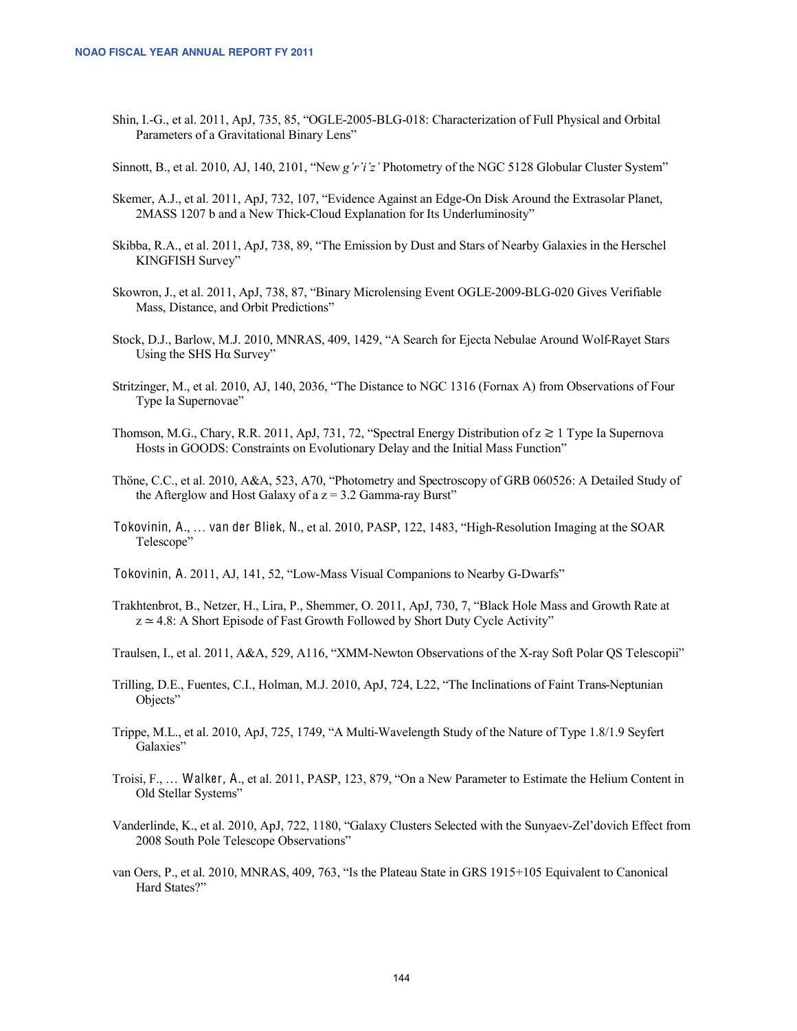Shin, I.-G., et al. 2011, ApJ, 735, 85, “OGLE-2005-BLG-018: Characterization of Full Physical and Orbital Parameters of a Gravitational Binary Lens”

Sinnott, B., et al. 2010, AJ, 140, 2101, “New *g'r'i'z'* Photometry of the NGC 5128 Globular Cluster System”

Skemer, A.J., et al. 2011, ApJ, 732, 107, “Evidence Against an Edge-On Disk Around the Extrasolar Planet, 2MASS 1207 b and a New Thick-Cloud Explanation for Its Underluminosity”

Skibba, R.A., et al. 2011, ApJ, 738, 89, “The Emission by Dust and Stars of Nearby Galaxies in the Herschel KINGFISH Survey”

Skowron, J., et al. 2011, ApJ, 738, 87, “Binary Microlensing Event OGLE-2009-BLG-020 Gives Verifiable Mass, Distance, and Orbit Predictions”

Stock, D.J., Barlow, M.J. 2010, MNRAS, 409, 1429, “A Search for Ejecta Nebulae Around Wolf-Rayet Stars Using the SHS Hα Survey”

Stritzinger, M., et al. 2010, AJ, 140, 2036, “The Distance to NGC 1316 (Fornax A) from Observations of Four Type Ia Supernovae”

Thomson, M.G., Chary, R.R. 2011, ApJ, 731, 72, “Spectral Energy Distribution of $z \gtrsim 1$ Type Ia Supernova Hosts in GOODS: Constraints on Evolutionary Delay and the Initial Mass Function”

Thöne, C.C., et al. 2010, A&A, 523, A70, “Photometry and Spectroscopy of GRB 060526: A Detailed Study of the Afterglow and Host Galaxy of a $z = 3.2$ Gamma-ray Burst”

Tokovinin, A., … van der Bliek, N., et al. 2010, PASP, 122, 1483, “High-Resolution Imaging at the SOAR Telescope”

Tokovinin, A. 2011, AJ, 141, 52, “Low-Mass Visual Companions to Nearby G-Dwarfs”

Trakhtenbrot, B., Netzer, H., Lira, P., Shemmer, O. 2011, ApJ, 730, 7, “Black Hole Mass and Growth Rate at $z \simeq 4.8$: A Short Episode of Fast Growth Followed by Short Duty Cycle Activity”

Traulsen, I., et al. 2011, A&A, 529, A116, “XMM-Newton Observations of the X-ray Soft Polar QS Telescopii”

Trilling, D.E., Fuentes, C.I., Holman, M.J. 2010, ApJ, 724, L22, “The Inclinations of Faint Trans-Neptunian Objects”

Trippe, M.L., et al. 2010, ApJ, 725, 1749, “A Multi-Wavelength Study of the Nature of Type 1.8/1.9 Seyfert Galaxies”

Troisi, F., … Walker, A., et al. 2011, PASP, 123, 879, “On a New Parameter to Estimate the Helium Content in Old Stellar Systems”

Vanderlinde, K., et al. 2010, ApJ, 722, 1180, “Galaxy Clusters Selected with the Sunyaev-Zel'dovich Effect from 2008 South Pole Telescope Observations”

van Oers, P., et al. 2010, MNRAS, 409, 763, “Is the Plateau State in GRS 1915+105 Equivalent to Canonical Hard States?”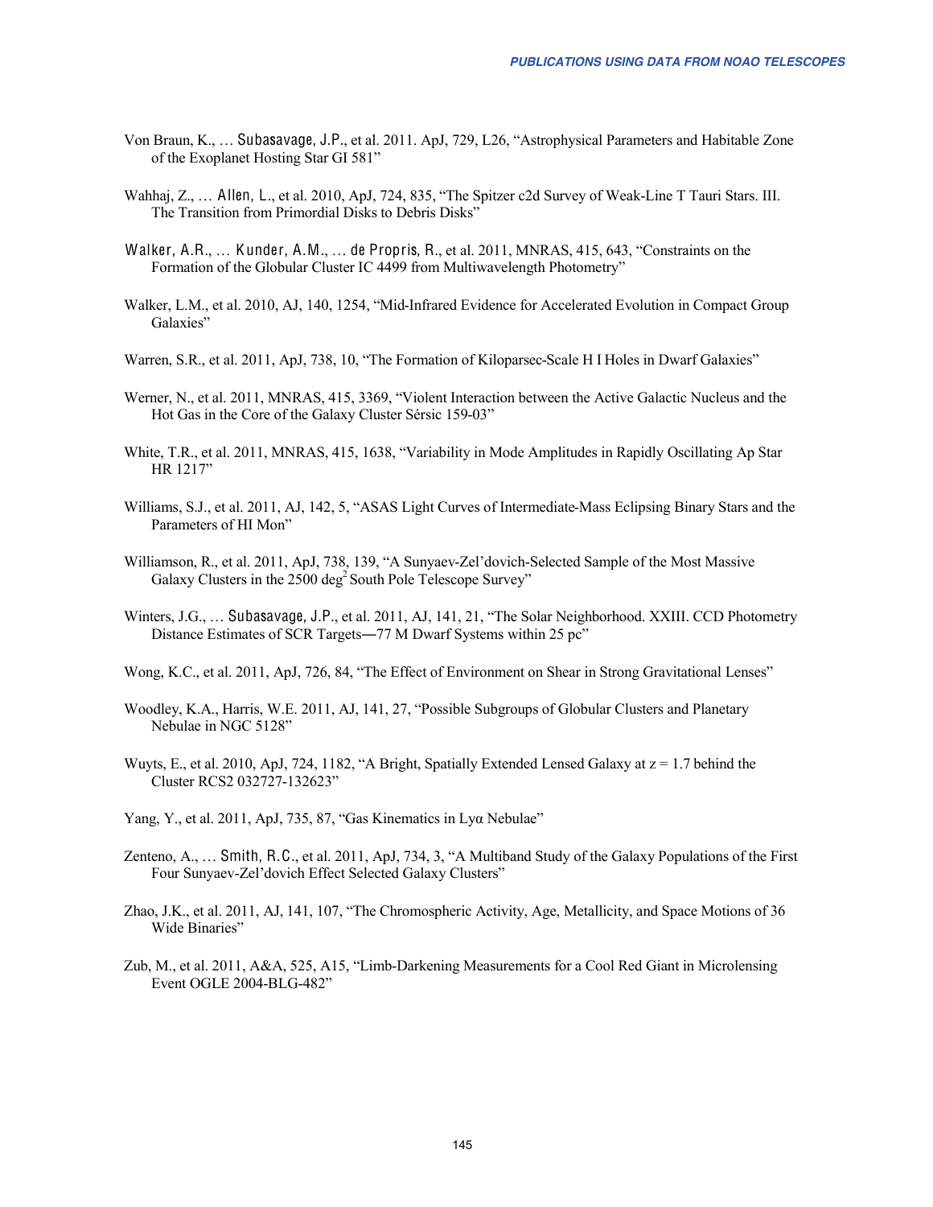Von Braun, K., … Subasavage, J.P., et al. 2011. ApJ, 729, L26, "Astrophysical Parameters and Habitable Zone of the Exoplanet Hosting Star GI 581"

Wahhaj, Z., … Allen, L., et al. 2010, ApJ, 724, 835, "The Spitzer c2d Survey of Weak-Line T Tauri Stars. III. The Transition from Primordial Disks to Debris Disks"

Walker, A.R., … Kunder, A.M., … de Propris, R., et al. 2011, MNRAS, 415, 643, "Constraints on the Formation of the Globular Cluster IC 4499 from Multiwavelength Photometry"

Walker, L.M., et al. 2010, AJ, 140, 1254, "Mid-Infrared Evidence for Accelerated Evolution in Compact Group Galaxies"

Warren, S.R., et al. 2011, ApJ, 738, 10, "The Formation of Kiloparsec-Scale H I Holes in Dwarf Galaxies"

Werner, N., et al. 2011, MNRAS, 415, 3369, "Violent Interaction between the Active Galactic Nucleus and the Hot Gas in the Core of the Galaxy Cluster Sérsic 159-03"

White, T.R., et al. 2011, MNRAS, 415, 1638, "Variability in Mode Amplitudes in Rapidly Oscillating Ap Star HR 1217"

Williams, S.J., et al. 2011, AJ, 142, 5, "ASAS Light Curves of Intermediate-Mass Eclipsing Binary Stars and the Parameters of HI Mon"

Williamson, R., et al. 2011, ApJ, 738, 139, "A Sunyaev-Zel'dovich-Selected Sample of the Most Massive Galaxy Clusters in the 2500 $deg^2$ South Pole Telescope Survey"

Winters, J.G., … Subasavage, J.P., et al. 2011, AJ, 141, 21, "The Solar Neighborhood. XXIII. CCD Photometry Distance Estimates of SCR Targets—77 M Dwarf Systems within 25 pc"

Wong, K.C., et al. 2011, ApJ, 726, 84, "The Effect of Environment on Shear in Strong Gravitational Lenses"

Woodley, K.A., Harris, W.E. 2011, AJ, 141, 27, "Possible Subgroups of Globular Clusters and Planetary Nebulae in NGC 5128"

Wuyts, E., et al. 2010, ApJ, 724, 1182, "A Bright, Spatially Extended Lensed Galaxy at z = 1.7 behind the Cluster RCS2 032727-132623"

Yang, Y., et al. 2011, ApJ, 735, 87, "Gas Kinematics in Lyα Nebulae"

Zenteno, A., … Smith, R.C., et al. 2011, ApJ, 734, 3, "A Multiband Study of the Galaxy Populations of the First Four Sunyaev-Zel'dovich Effect Selected Galaxy Clusters"

Zhao, J.K., et al. 2011, AJ, 141, 107, "The Chromospheric Activity, Age, Metallicity, and Space Motions of 36 Wide Binaries"

Zub, M., et al. 2011, A&A, 525, A15, "Limb-Darkening Measurements for a Cool Red Giant in Microlensing Event OGLE 2004-BLG-482"